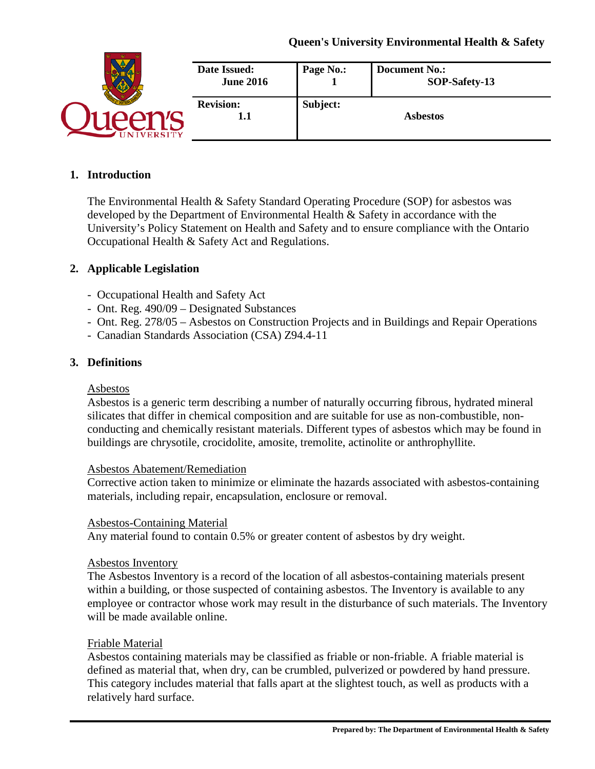Queen's University Environmental Health & Safety

| Date Issued: June 2016 | Page No.: 1 | Document No.: SOP-Safety-13 |
|---|---|---|
| **Revision:** 1.1 | **Subject:** | **Asbestos** |

## 1. Introduction

The Environmental Health & Safety Standard Operating Procedure (SOP) for asbestos was developed by the Department of Environmental Health & Safety in accordance with the University's Policy Statement on Health and Safety and to ensure compliance with the Ontario Occupational Health & Safety Act and Regulations.

## 2. Applicable Legislation

- Occupational Health and Safety Act
- Ont. Reg. 490/09 – Designated Substances
- Ont. Reg. 278/05 – Asbestos on Construction Projects and in Buildings and Repair Operations
- Canadian Standards Association (CSA) Z94.4-11

## 3. Definitions

Asbestos

Asbestos is a generic term describing a number of naturally occurring fibrous, hydrated mineral silicates that differ in chemical composition and are suitable for use as non-combustible, non-conducting and chemically resistant materials. Different types of asbestos which may be found in buildings are chrysotile, crocidolite, amosite, tremolite, actinolite or anthrophyllite.

Asbestos Abatement/Remediation

Corrective action taken to minimize or eliminate the hazards associated with asbestos-containing materials, including repair, encapsulation, enclosure or removal.

Asbestos-Containing Material

Any material found to contain 0.5% or greater content of asbestos by dry weight.

Asbestos Inventory

The Asbestos Inventory is a record of the location of all asbestos-containing materials present within a building, or those suspected of containing asbestos. The Inventory is available to any employee or contractor whose work may result in the disturbance of such materials. The Inventory will be made available online.

Friable Material

Asbestos containing materials may be classified as friable or non-friable. A friable material is defined as material that, when dry, can be crumbled, pulverized or powdered by hand pressure. This category includes material that falls apart at the slightest touch, as well as products with a relatively hard surface.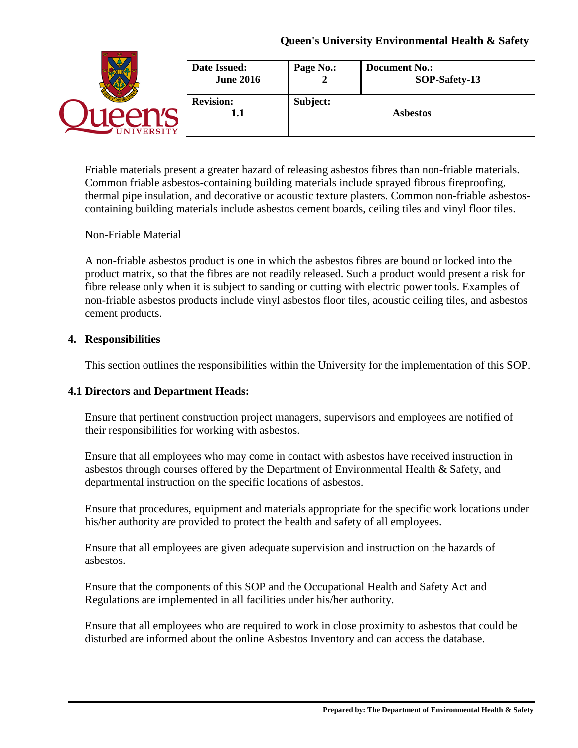Friable materials present a greater hazard of releasing asbestos fibres than non-friable materials. Common friable asbestos-containing building materials include sprayed fibrous fireproofing, thermal pipe insulation, and decorative or acoustic texture plasters. Common non-friable asbestos-containing building materials include asbestos cement boards, ceiling tiles and vinyl floor tiles.

Non-Friable Material

A non-friable asbestos product is one in which the asbestos fibres are bound or locked into the product matrix, so that the fibres are not readily released. Such a product would present a risk for fibre release only when it is subject to sanding or cutting with electric power tools. Examples of non-friable asbestos products include vinyl asbestos floor tiles, acoustic ceiling tiles, and asbestos cement products.

## 4. Responsibilities

This section outlines the responsibilities within the University for the implementation of this SOP.

### 4.1 Directors and Department Heads:

Ensure that pertinent construction project managers, supervisors and employees are notified of their responsibilities for working with asbestos.

Ensure that all employees who may come in contact with asbestos have received instruction in asbestos through courses offered by the Department of Environmental Health & Safety, and departmental instruction on the specific locations of asbestos.

Ensure that procedures, equipment and materials appropriate for the specific work locations under his/her authority are provided to protect the health and safety of all employees.

Ensure that all employees are given adequate supervision and instruction on the hazards of asbestos.

Ensure that the components of this SOP and the Occupational Health and Safety Act and Regulations are implemented in all facilities under his/her authority.

Ensure that all employees who are required to work in close proximity to asbestos that could be disturbed are informed about the online Asbestos Inventory and can access the database.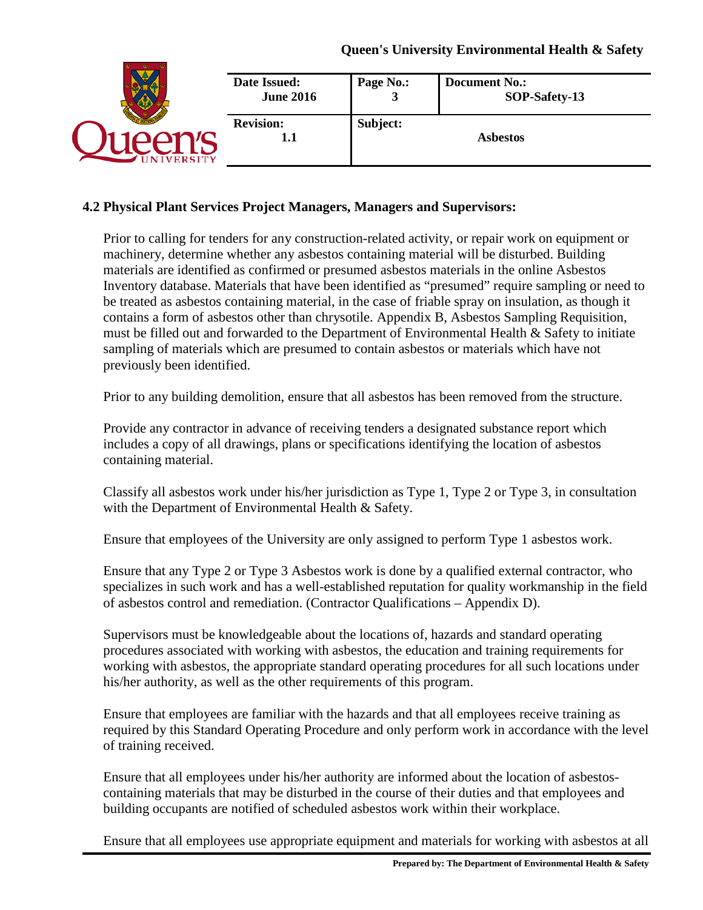### 4.2 Physical Plant Services Project Managers, Managers and Supervisors:

Prior to calling for tenders for any construction-related activity, or repair work on equipment or machinery, determine whether any asbestos containing material will be disturbed. Building materials are identified as confirmed or presumed asbestos materials in the online Asbestos Inventory database. Materials that have been identified as "presumed" require sampling or need to be treated as asbestos containing material, in the case of friable spray on insulation, as though it contains a form of asbestos other than chrysotile. Appendix B, Asbestos Sampling Requisition, must be filled out and forwarded to the Department of Environmental Health & Safety to initiate sampling of materials which are presumed to contain asbestos or materials which have not previously been identified.

Prior to any building demolition, ensure that all asbestos has been removed from the structure.

Provide any contractor in advance of receiving tenders a designated substance report which includes a copy of all drawings, plans or specifications identifying the location of asbestos containing material.

Classify all asbestos work under his/her jurisdiction as Type 1, Type 2 or Type 3, in consultation with the Department of Environmental Health & Safety.

Ensure that employees of the University are only assigned to perform Type 1 asbestos work.

Ensure that any Type 2 or Type 3 Asbestos work is done by a qualified external contractor, who specializes in such work and has a well-established reputation for quality workmanship in the field of asbestos control and remediation. (Contractor Qualifications – Appendix D).

Supervisors must be knowledgeable about the locations of, hazards and standard operating procedures associated with working with asbestos, the education and training requirements for working with asbestos, the appropriate standard operating procedures for all such locations under his/her authority, as well as the other requirements of this program.

Ensure that employees are familiar with the hazards and that all employees receive training as required by this Standard Operating Procedure and only perform work in accordance with the level of training received.

Ensure that all employees under his/her authority are informed about the location of asbestos-containing materials that may be disturbed in the course of their duties and that employees and building occupants are notified of scheduled asbestos work within their workplace.

Ensure that all employees use appropriate equipment and materials for working with asbestos at all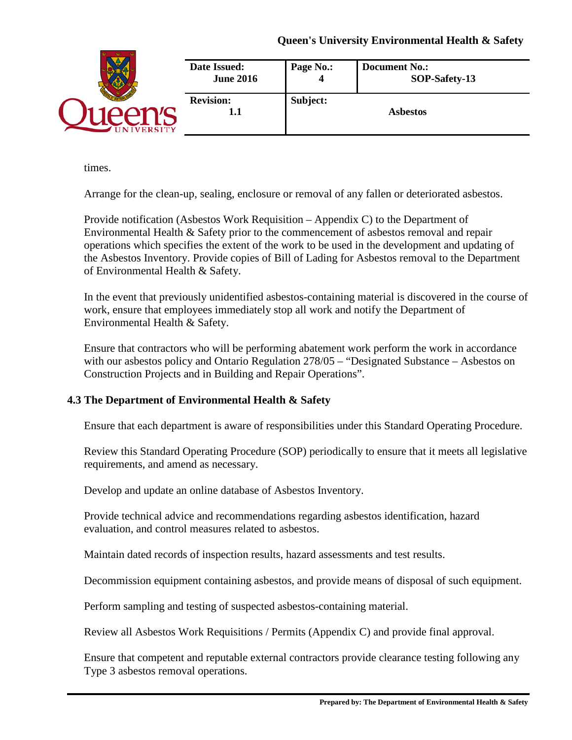times.

Arrange for the clean-up, sealing, enclosure or removal of any fallen or deteriorated asbestos.

Provide notification (Asbestos Work Requisition – Appendix C) to the Department of Environmental Health & Safety prior to the commencement of asbestos removal and repair operations which specifies the extent of the work to be used in the development and updating of the Asbestos Inventory. Provide copies of Bill of Lading for Asbestos removal to the Department of Environmental Health & Safety.

In the event that previously unidentified asbestos-containing material is discovered in the course of work, ensure that employees immediately stop all work and notify the Department of Environmental Health & Safety.

Ensure that contractors who will be performing abatement work perform the work in accordance with our asbestos policy and Ontario Regulation 278/05 – "Designated Substance – Asbestos on Construction Projects and in Building and Repair Operations".

### 4.3 The Department of Environmental Health & Safety

Ensure that each department is aware of responsibilities under this Standard Operating Procedure.

Review this Standard Operating Procedure (SOP) periodically to ensure that it meets all legislative requirements, and amend as necessary.

Develop and update an online database of Asbestos Inventory.

Provide technical advice and recommendations regarding asbestos identification, hazard evaluation, and control measures related to asbestos.

Maintain dated records of inspection results, hazard assessments and test results.

Decommission equipment containing asbestos, and provide means of disposal of such equipment.

Perform sampling and testing of suspected asbestos-containing material.

Review all Asbestos Work Requisitions / Permits (Appendix C) and provide final approval.

Ensure that competent and reputable external contractors provide clearance testing following any Type 3 asbestos removal operations.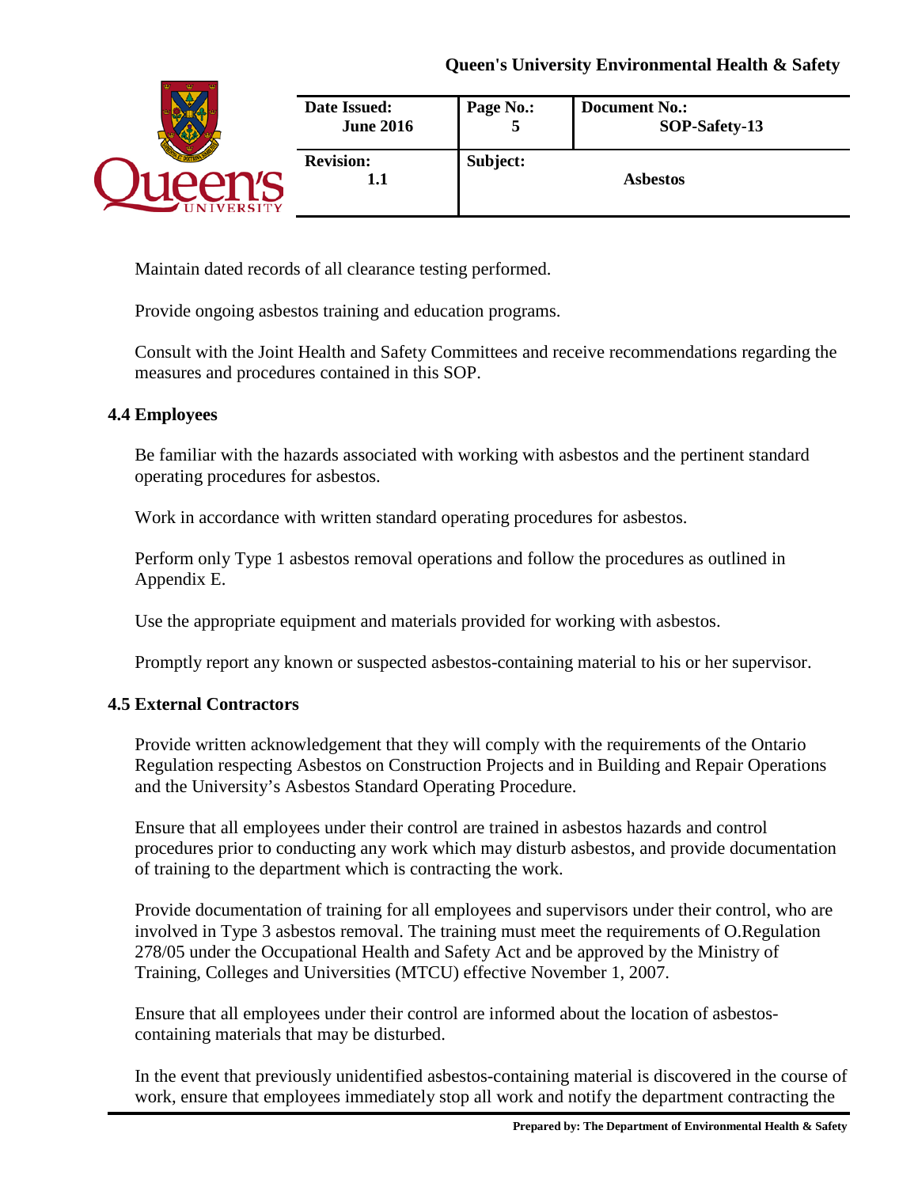Maintain dated records of all clearance testing performed.

Provide ongoing asbestos training and education programs.

Consult with the Joint Health and Safety Committees and receive recommendations regarding the measures and procedures contained in this SOP.

### 4.4 Employees

Be familiar with the hazards associated with working with asbestos and the pertinent standard operating procedures for asbestos.

Work in accordance with written standard operating procedures for asbestos.

Perform only Type 1 asbestos removal operations and follow the procedures as outlined in Appendix E.

Use the appropriate equipment and materials provided for working with asbestos.

Promptly report any known or suspected asbestos-containing material to his or her supervisor.

### 4.5 External Contractors

Provide written acknowledgement that they will comply with the requirements of the Ontario Regulation respecting Asbestos on Construction Projects and in Building and Repair Operations and the University's Asbestos Standard Operating Procedure.

Ensure that all employees under their control are trained in asbestos hazards and control procedures prior to conducting any work which may disturb asbestos, and provide documentation of training to the department which is contracting the work.

Provide documentation of training for all employees and supervisors under their control, who are involved in Type 3 asbestos removal. The training must meet the requirements of O.Regulation 278/05 under the Occupational Health and Safety Act and be approved by the Ministry of Training, Colleges and Universities (MTCU) effective November 1, 2007.

Ensure that all employees under their control are informed about the location of asbestos-containing materials that may be disturbed.

In the event that previously unidentified asbestos-containing material is discovered in the course of work, ensure that employees immediately stop all work and notify the department contracting the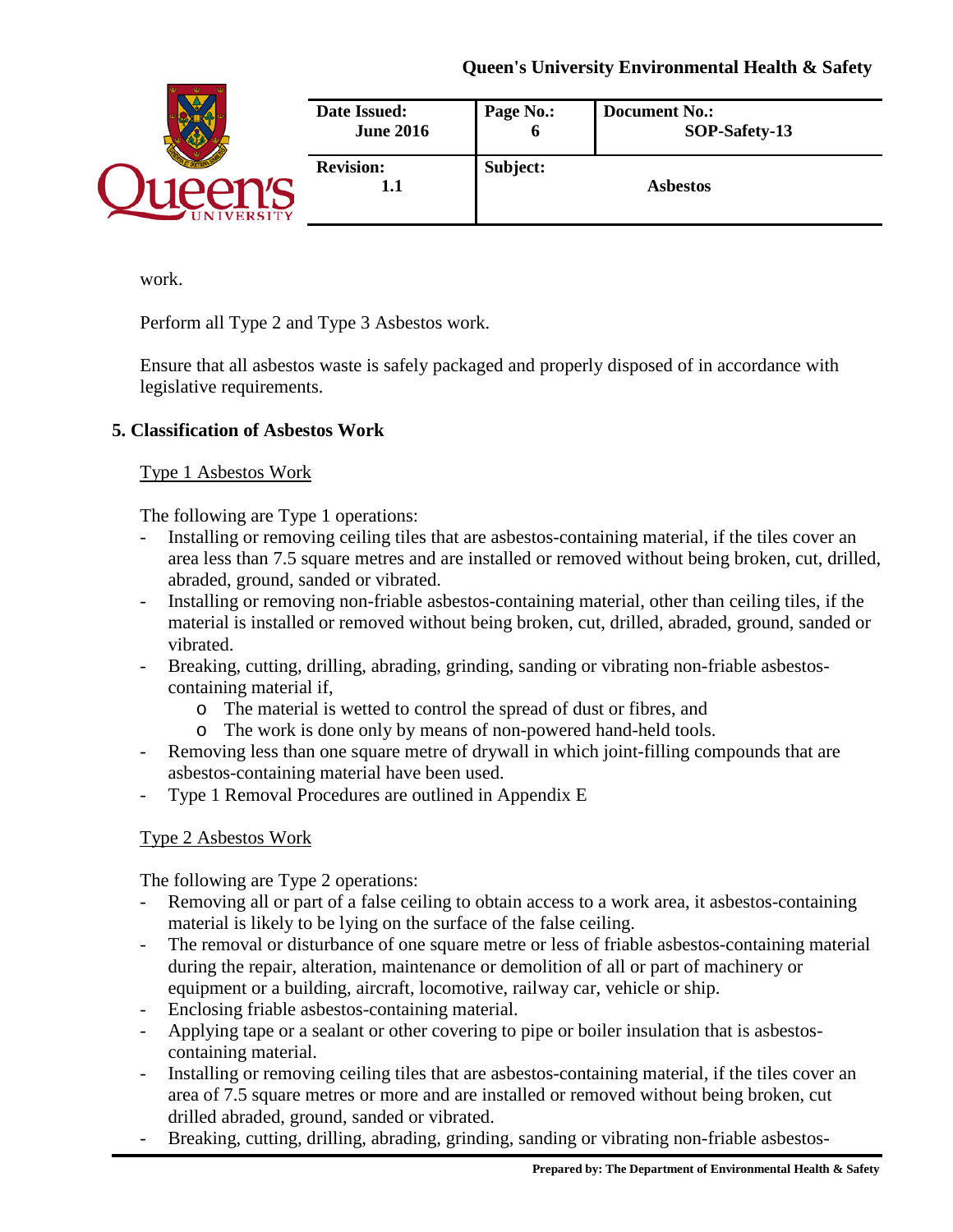work.

Perform all Type 2 and Type 3 Asbestos work.

Ensure that all asbestos waste is safely packaged and properly disposed of in accordance with legislative requirements.

## 5. Classification of Asbestos Work

### Type 1 Asbestos Work

The following are Type 1 operations:

- Installing or removing ceiling tiles that are asbestos-containing material, if the tiles cover an area less than 7.5 square metres and are installed or removed without being broken, cut, drilled, abraded, ground, sanded or vibrated.
- Installing or removing non-friable asbestos-containing material, other than ceiling tiles, if the material is installed or removed without being broken, cut, drilled, abraded, ground, sanded or vibrated.
- Breaking, cutting, drilling, abrading, grinding, sanding or vibrating non-friable asbestos-containing material if,
  - The material is wetted to control the spread of dust or fibres, and
  - The work is done only by means of non-powered hand-held tools.
- Removing less than one square metre of drywall in which joint-filling compounds that are asbestos-containing material have been used.
- Type 1 Removal Procedures are outlined in Appendix E

### Type 2 Asbestos Work

The following are Type 2 operations:

- Removing all or part of a false ceiling to obtain access to a work area, it asbestos-containing material is likely to be lying on the surface of the false ceiling.
- The removal or disturbance of one square metre or less of friable asbestos-containing material during the repair, alteration, maintenance or demolition of all or part of machinery or equipment or a building, aircraft, locomotive, railway car, vehicle or ship.
- Enclosing friable asbestos-containing material.
- Applying tape or a sealant or other covering to pipe or boiler insulation that is asbestos-containing material.
- Installing or removing ceiling tiles that are asbestos-containing material, if the tiles cover an area of 7.5 square metres or more and are installed or removed without being broken, cut drilled abraded, ground, sanded or vibrated.
- Breaking, cutting, drilling, abrading, grinding, sanding or vibrating non-friable asbestos-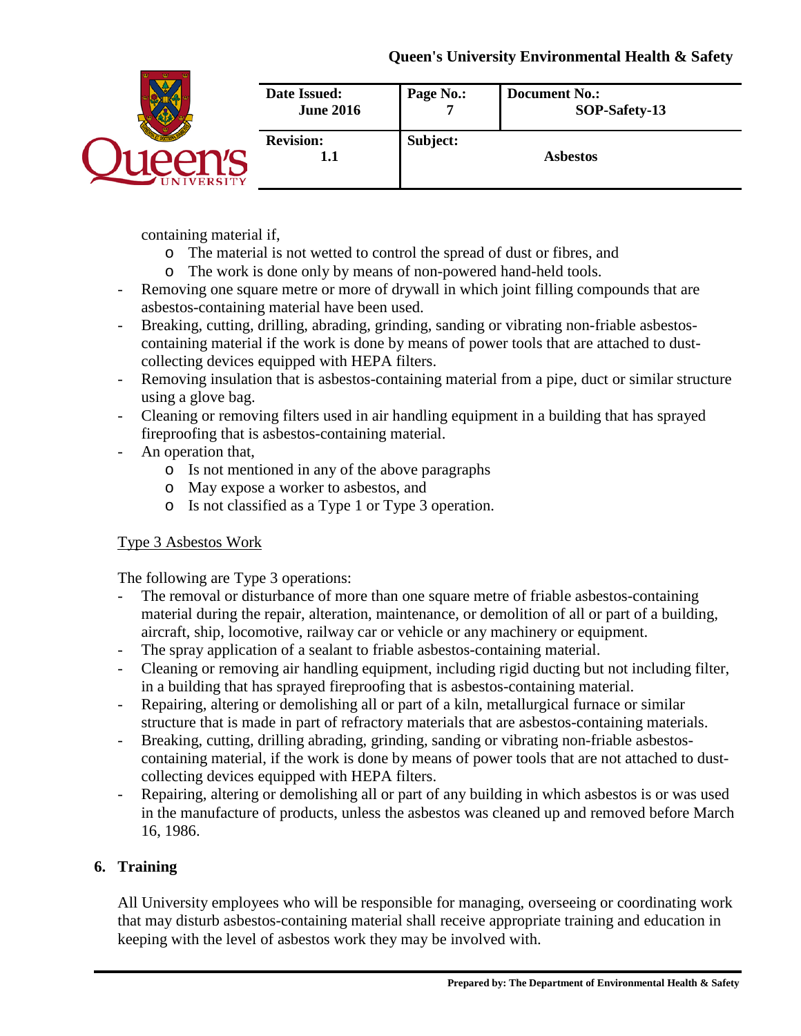containing material if,

- The material is not wetted to control the spread of dust or fibres, and
- The work is done only by means of non-powered hand-held tools.

- Removing one square metre or more of drywall in which joint filling compounds that are asbestos-containing material have been used.
- Breaking, cutting, drilling, abrading, grinding, sanding or vibrating non-friable asbestos-containing material if the work is done by means of power tools that are attached to dust-collecting devices equipped with HEPA filters.
- Removing insulation that is asbestos-containing material from a pipe, duct or similar structure using a glove bag.
- Cleaning or removing filters used in air handling equipment in a building that has sprayed fireproofing that is asbestos-containing material.
- An operation that,
  - Is not mentioned in any of the above paragraphs
  - May expose a worker to asbestos, and
  - Is not classified as a Type 1 or Type 3 operation.

Type 3 Asbestos Work

The following are Type 3 operations:

- The removal or disturbance of more than one square metre of friable asbestos-containing material during the repair, alteration, maintenance, or demolition of all or part of a building, aircraft, ship, locomotive, railway car or vehicle or any machinery or equipment.
- The spray application of a sealant to friable asbestos-containing material.
- Cleaning or removing air handling equipment, including rigid ducting but not including filter, in a building that has sprayed fireproofing that is asbestos-containing material.
- Repairing, altering or demolishing all or part of a kiln, metallurgical furnace or similar structure that is made in part of refractory materials that are asbestos-containing materials.
- Breaking, cutting, drilling abrading, grinding, sanding or vibrating non-friable asbestos-containing material, if the work is done by means of power tools that are not attached to dust-collecting devices equipped with HEPA filters.
- Repairing, altering or demolishing all or part of any building in which asbestos is or was used in the manufacture of products, unless the asbestos was cleaned up and removed before March 16, 1986.

## 6. Training

All University employees who will be responsible for managing, overseeing or coordinating work that may disturb asbestos-containing material shall receive appropriate training and education in keeping with the level of asbestos work they may be involved with.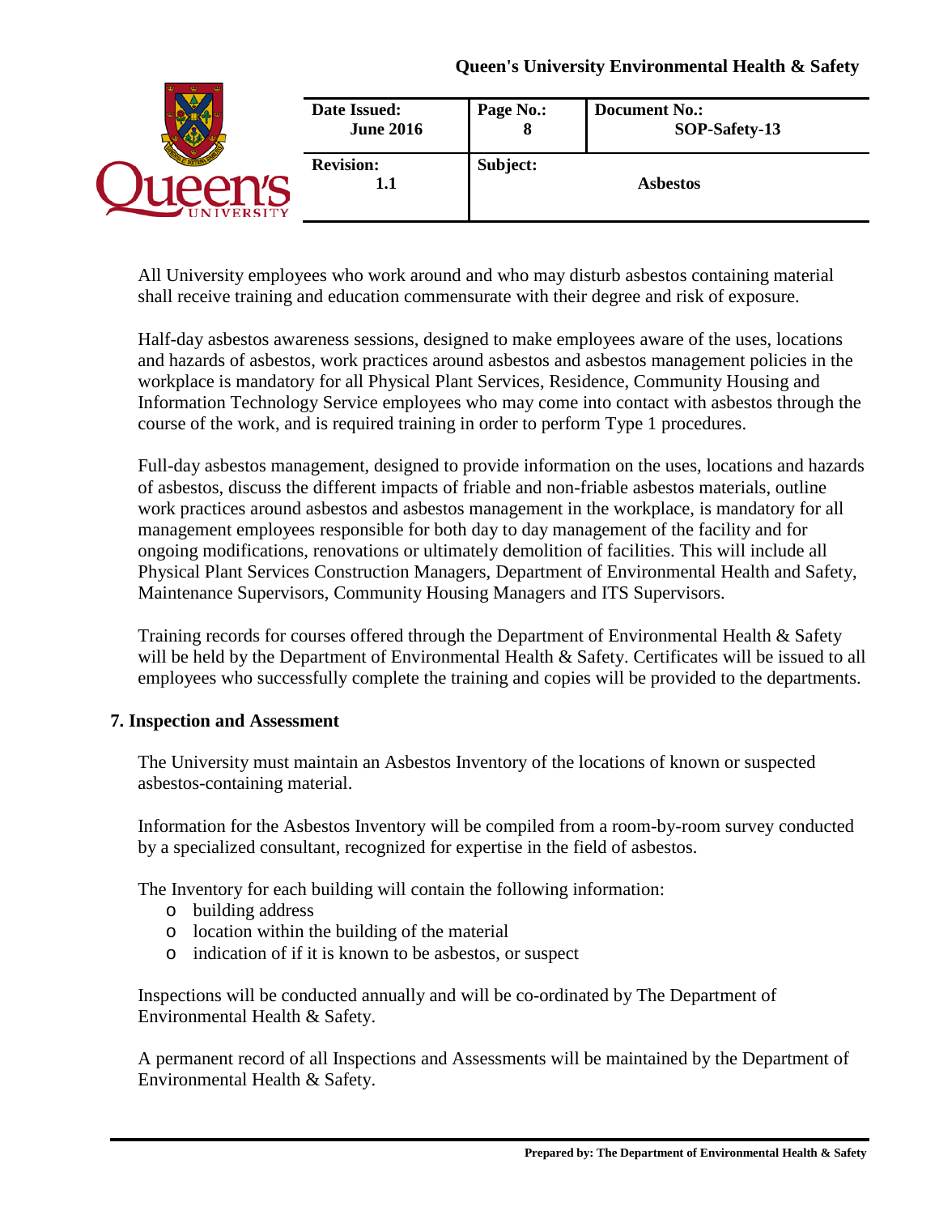All University employees who work around and who may disturb asbestos containing material shall receive training and education commensurate with their degree and risk of exposure.

Half-day asbestos awareness sessions, designed to make employees aware of the uses, locations and hazards of asbestos, work practices around asbestos and asbestos management policies in the workplace is mandatory for all Physical Plant Services, Residence, Community Housing and Information Technology Service employees who may come into contact with asbestos through the course of the work, and is required training in order to perform Type 1 procedures.

Full-day asbestos management, designed to provide information on the uses, locations and hazards of asbestos, discuss the different impacts of friable and non-friable asbestos materials, outline work practices around asbestos and asbestos management in the workplace, is mandatory for all management employees responsible for both day to day management of the facility and for ongoing modifications, renovations or ultimately demolition of facilities. This will include all Physical Plant Services Construction Managers, Department of Environmental Health and Safety, Maintenance Supervisors, Community Housing Managers and ITS Supervisors.

Training records for courses offered through the Department of Environmental Health & Safety will be held by the Department of Environmental Health & Safety. Certificates will be issued to all employees who successfully complete the training and copies will be provided to the departments.

## 7. Inspection and Assessment

The University must maintain an Asbestos Inventory of the locations of known or suspected asbestos-containing material.

Information for the Asbestos Inventory will be compiled from a room-by-room survey conducted by a specialized consultant, recognized for expertise in the field of asbestos.

The Inventory for each building will contain the following information:

- building address
- location within the building of the material
- indication of if it is known to be asbestos, or suspect

Inspections will be conducted annually and will be co-ordinated by The Department of Environmental Health & Safety.

A permanent record of all Inspections and Assessments will be maintained by the Department of Environmental Health & Safety.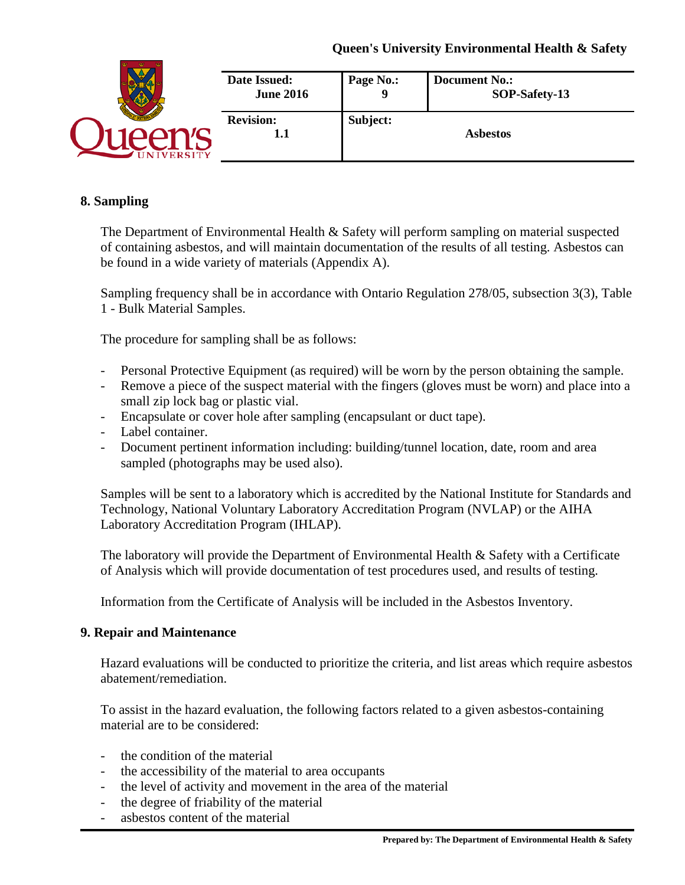## 8. Sampling

The Department of Environmental Health & Safety will perform sampling on material suspected of containing asbestos, and will maintain documentation of the results of all testing. Asbestos can be found in a wide variety of materials (Appendix A).

Sampling frequency shall be in accordance with Ontario Regulation 278/05, subsection 3(3), Table 1 - Bulk Material Samples.

The procedure for sampling shall be as follows:

- Personal Protective Equipment (as required) will be worn by the person obtaining the sample.
- Remove a piece of the suspect material with the fingers (gloves must be worn) and place into a small zip lock bag or plastic vial.
- Encapsulate or cover hole after sampling (encapsulant or duct tape).
- Label container.
- Document pertinent information including: building/tunnel location, date, room and area sampled (photographs may be used also).

Samples will be sent to a laboratory which is accredited by the National Institute for Standards and Technology, National Voluntary Laboratory Accreditation Program (NVLAP) or the AIHA Laboratory Accreditation Program (IHLAP).

The laboratory will provide the Department of Environmental Health & Safety with a Certificate of Analysis which will provide documentation of test procedures used, and results of testing.

Information from the Certificate of Analysis will be included in the Asbestos Inventory.

## 9. Repair and Maintenance

Hazard evaluations will be conducted to prioritize the criteria, and list areas which require asbestos abatement/remediation.

To assist in the hazard evaluation, the following factors related to a given asbestos-containing material are to be considered:

- the condition of the material
- the accessibility of the material to area occupants
- the level of activity and movement in the area of the material
- the degree of friability of the material
- asbestos content of the material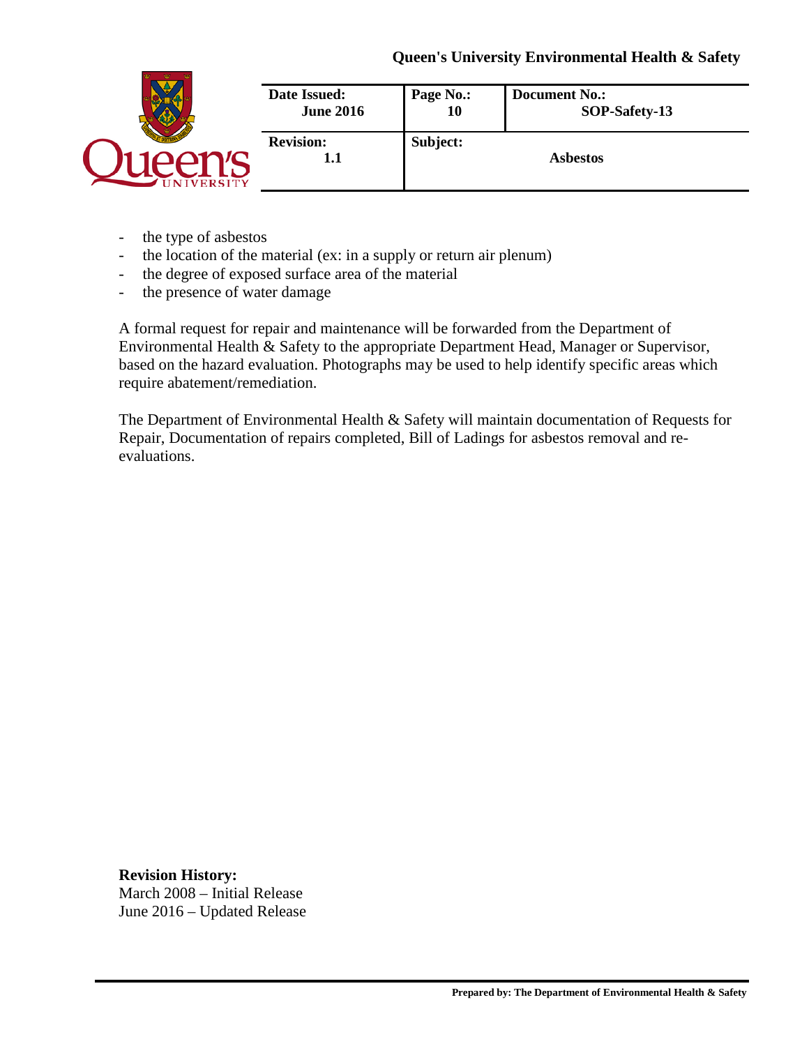- the type of asbestos
- the location of the material (ex: in a supply or return air plenum)
- the degree of exposed surface area of the material
- the presence of water damage

A formal request for repair and maintenance will be forwarded from the Department of Environmental Health & Safety to the appropriate Department Head, Manager or Supervisor, based on the hazard evaluation. Photographs may be used to help identify specific areas which require abatement/remediation.

The Department of Environmental Health & Safety will maintain documentation of Requests for Repair, Documentation of repairs completed, Bill of Ladings for asbestos removal and re-evaluations.

**Revision History:**
March 2008 – Initial Release
June 2016 – Updated Release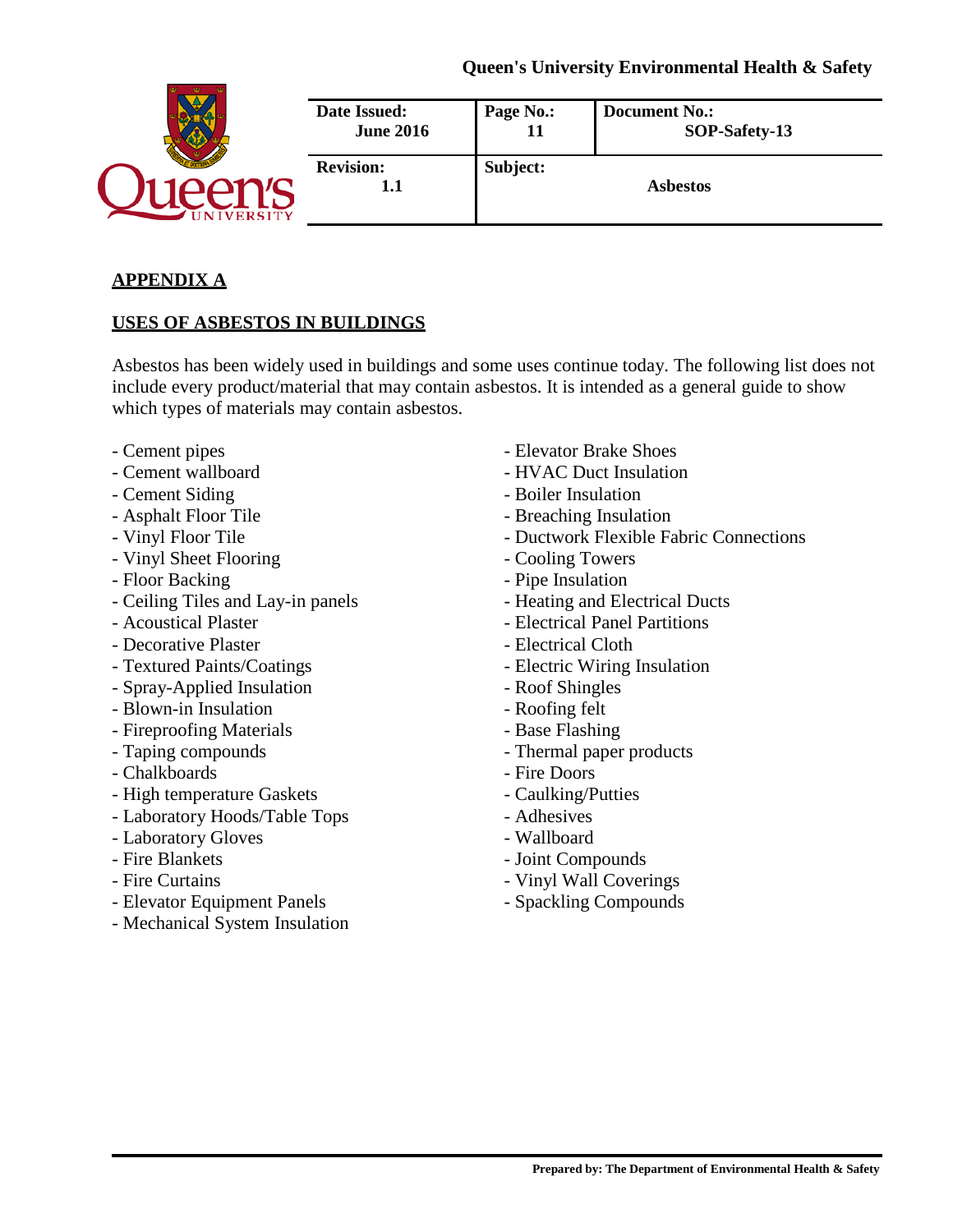## APPENDIX A

## USES OF ASBESTOS IN BUILDINGS

Asbestos has been widely used in buildings and some uses continue today. The following list does not include every product/material that may contain asbestos. It is intended as a general guide to show which types of materials may contain asbestos.

- Cement pipes
- Cement wallboard
- Cement Siding
- Asphalt Floor Tile
- Vinyl Floor Tile
- Vinyl Sheet Flooring
- Floor Backing
- Ceiling Tiles and Lay-in panels
- Acoustical Plaster
- Decorative Plaster
- Textured Paints/Coatings
- Spray-Applied Insulation
- Blown-in Insulation
- Fireproofing Materials
- Taping compounds
- Chalkboards
- High temperature Gaskets
- Laboratory Hoods/Table Tops
- Laboratory Gloves
- Fire Blankets
- Fire Curtains
- Elevator Equipment Panels
- Mechanical System Insulation
- Elevator Brake Shoes
- HVAC Duct Insulation
- Boiler Insulation
- Breaching Insulation
- Ductwork Flexible Fabric Connections
- Cooling Towers
- Pipe Insulation
- Heating and Electrical Ducts
- Electrical Panel Partitions
- Electrical Cloth
- Electric Wiring Insulation
- Roof Shingles
- Roofing felt
- Base Flashing
- Thermal paper products
- Fire Doors
- Caulking/Putties
- Adhesives
- Wallboard
- Joint Compounds
- Vinyl Wall Coverings
- Spackling Compounds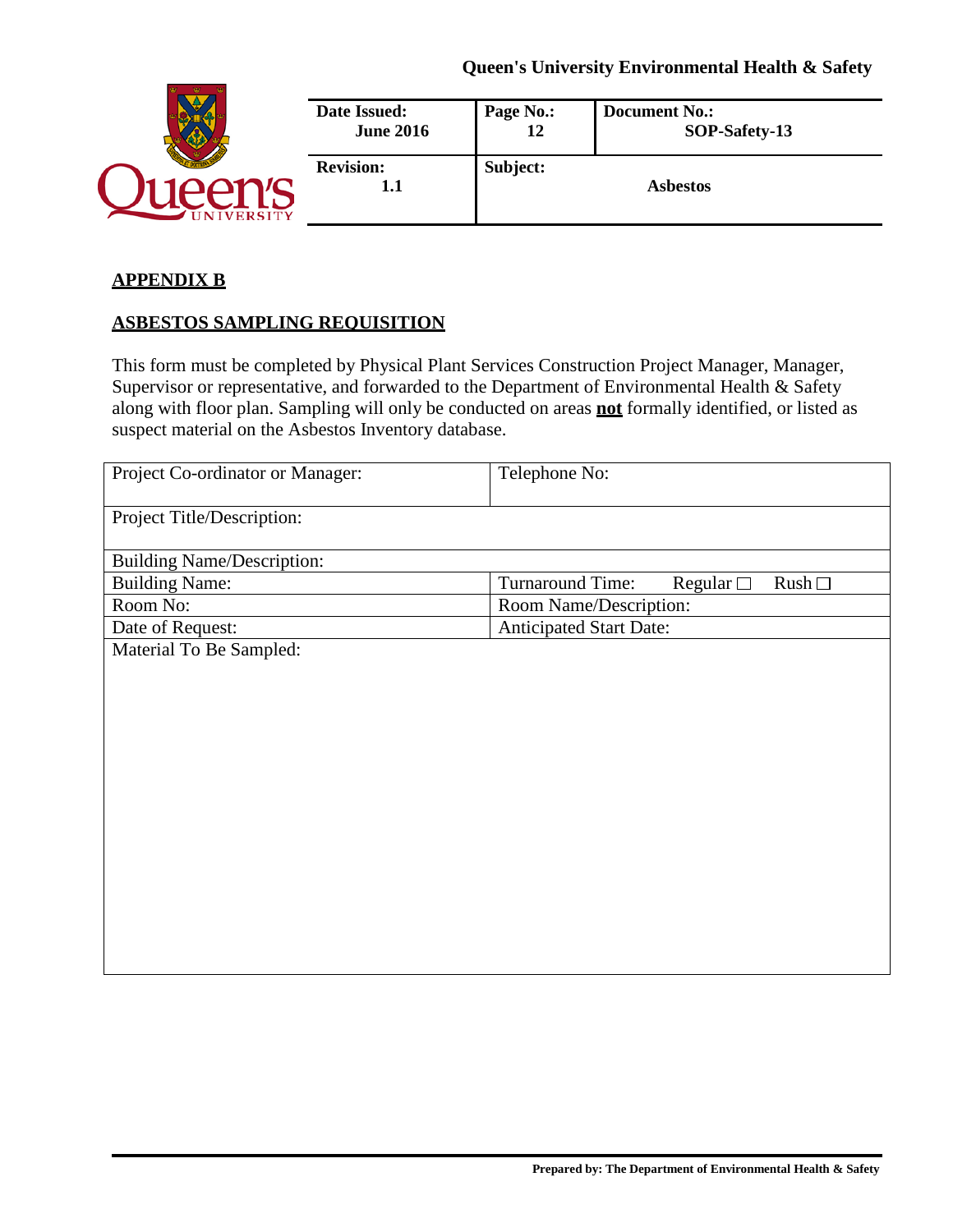## APPENDIX B

## ASBESTOS SAMPLING REQUISITION

This form must be completed by Physical Plant Services Construction Project Manager, Manager, Supervisor or representative, and forwarded to the Department of Environmental Health & Safety along with floor plan. Sampling will only be conducted on areas **not** formally identified, or listed as suspect material on the Asbestos Inventory database.

| Project Co-ordinator or Manager: | Telephone No: |
|---|---|
| Project Title/Description: | |
| Building Name/Description: | |
| Building Name: | Turnaround Time: Regular ☐ Rush ☐ |
| Room No: | Room Name/Description: |
| Date of Request: | Anticipated Start Date: |
| Material To Be Sampled: | |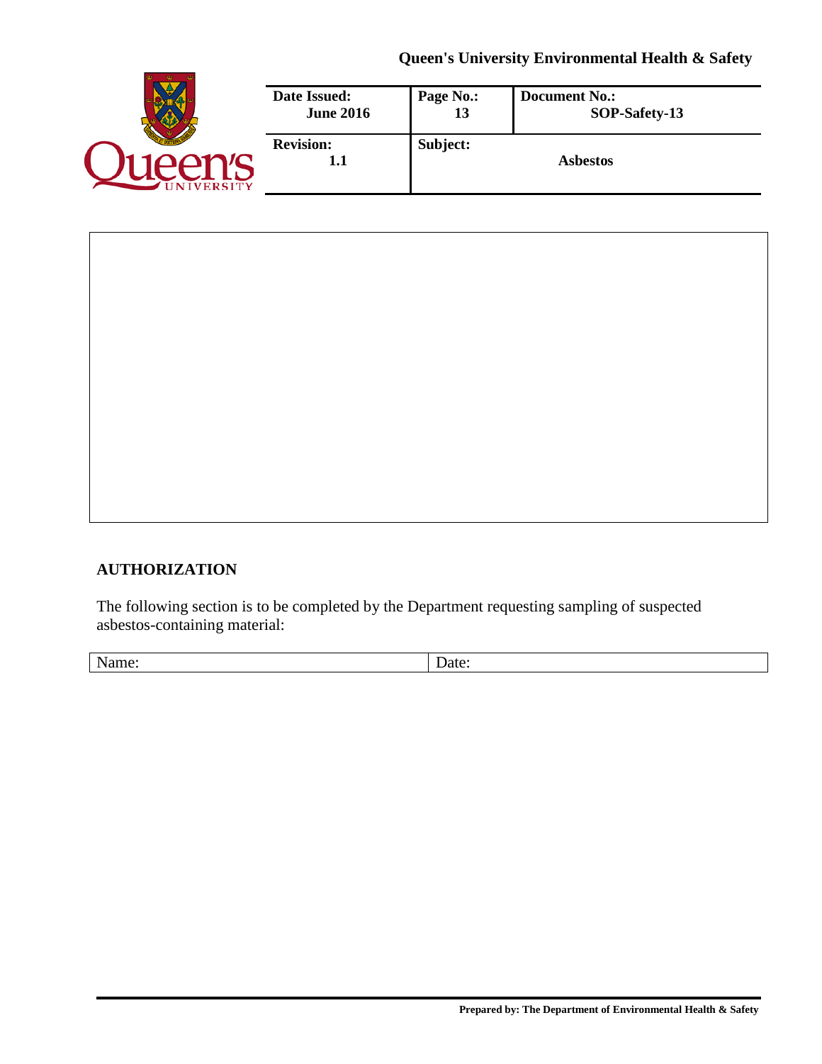## AUTHORIZATION

The following section is to be completed by the Department requesting sampling of suspected asbestos-containing material:

| Name: | Date: |
|---|---|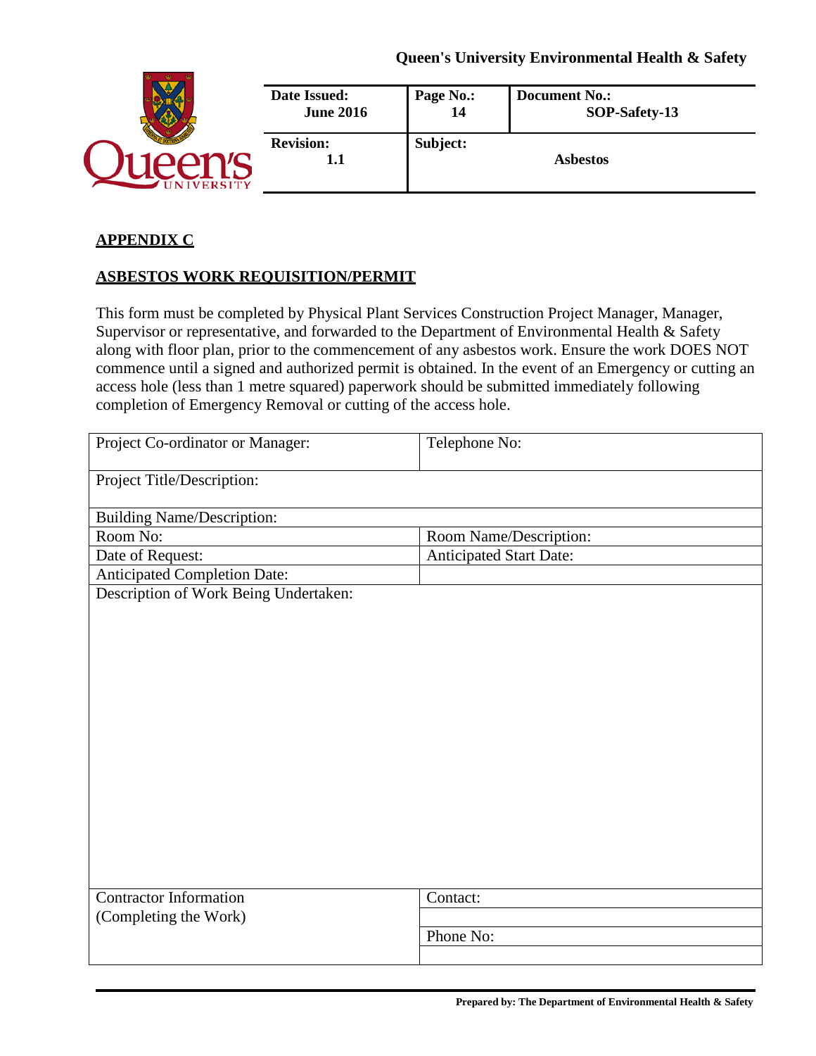## APPENDIX C

## ASBESTOS WORK REQUISITION/PERMIT

This form must be completed by Physical Plant Services Construction Project Manager, Manager, Supervisor or representative, and forwarded to the Department of Environmental Health & Safety along with floor plan, prior to the commencement of any asbestos work. Ensure the work DOES NOT commence until a signed and authorized permit is obtained. In the event of an Emergency or cutting an access hole (less than 1 metre squared) paperwork should be submitted immediately following completion of Emergency Removal or cutting of the access hole.

| Project Co-ordinator or Manager: | Telephone No: |
|---|---|
| Project Title/Description: | |
| Building Name/Description: | |
| Room No: | Room Name/Description: |
| Date of Request: | Anticipated Start Date: |
| Anticipated Completion Date: | |
| Description of Work Being Undertaken: | |
| Contractor Information (Completing the Work) | Contact: |
| | |
| | Phone No: |
| | |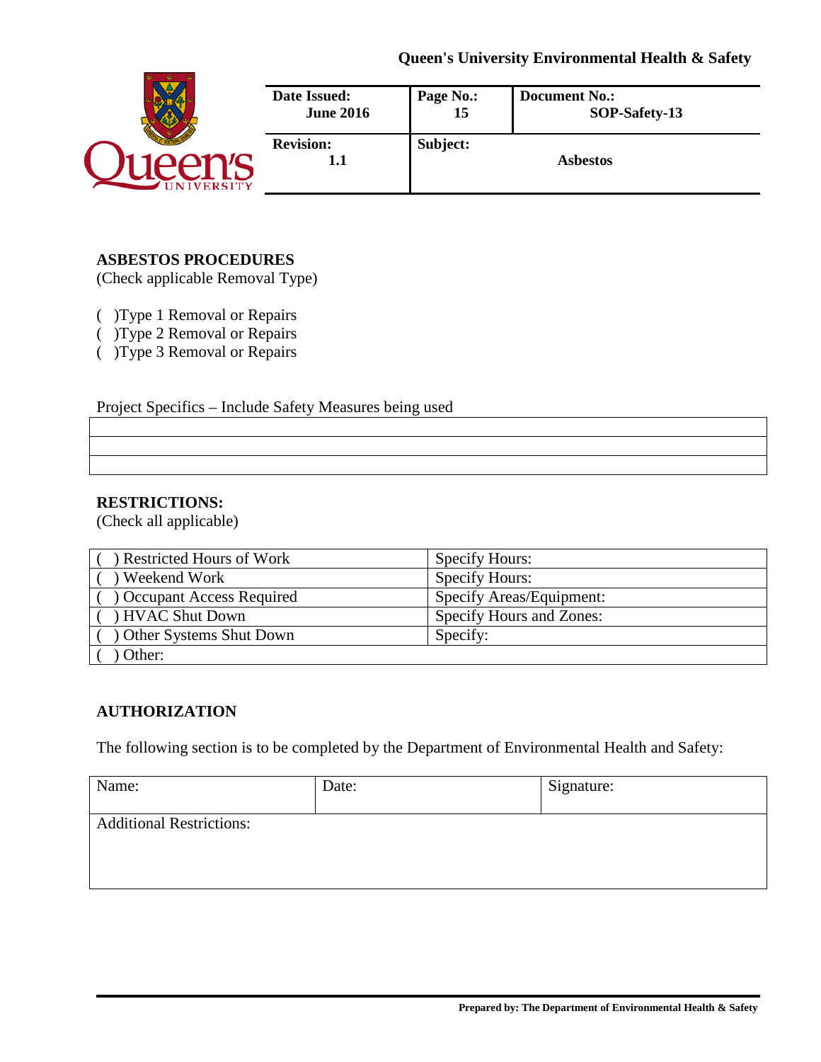## ASBESTOS PROCEDURES

(Check applicable Removal Type)

( )Type 1 Removal or Repairs
( )Type 2 Removal or Repairs
( )Type 3 Removal or Repairs

Project Specifics – Include Safety Measures being used

| |
|---|
| |
| |
| |

## RESTRICTIONS:

(Check all applicable)

| | |
|---|---|
| ( ) Restricted Hours of Work | Specify Hours: |
| ( ) Weekend Work | Specify Hours: |
| ( ) Occupant Access Required | Specify Areas/Equipment: |
| ( ) HVAC Shut Down | Specify Hours and Zones: |
| ( ) Other Systems Shut Down | Specify: |
| ( ) Other: | |

## AUTHORIZATION

The following section is to be completed by the Department of Environmental Health and Safety:

| Name: | Date: | Signature: |
|---|---|---|
| Additional Restrictions: | | |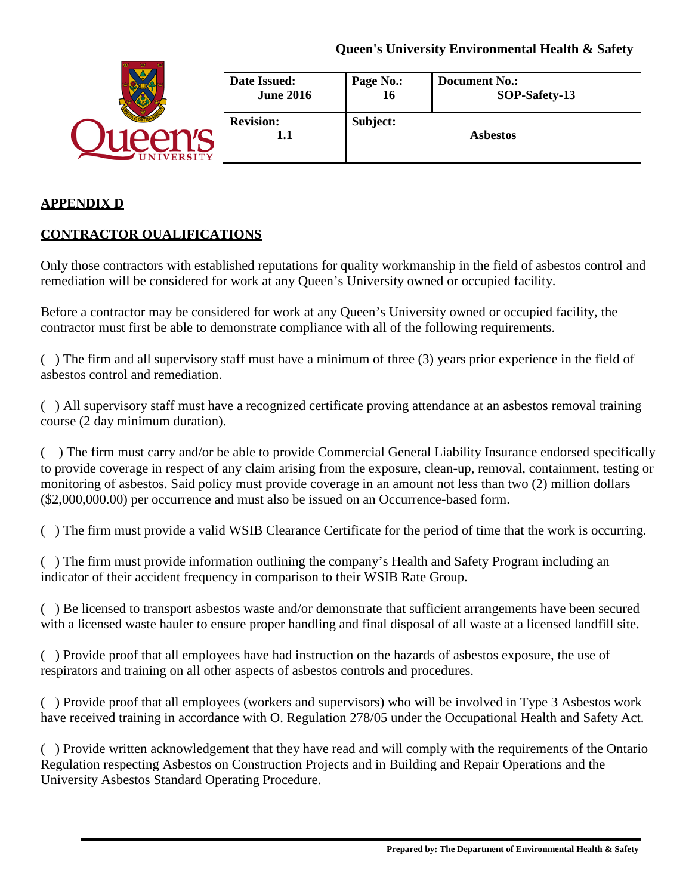## APPENDIX D

## CONTRACTOR QUALIFICATIONS

Only those contractors with established reputations for quality workmanship in the field of asbestos control and remediation will be considered for work at any Queen's University owned or occupied facility.

Before a contractor may be considered for work at any Queen's University owned or occupied facility, the contractor must first be able to demonstrate compliance with all of the following requirements.

( ) The firm and all supervisory staff must have a minimum of three (3) years prior experience in the field of asbestos control and remediation.

( ) All supervisory staff must have a recognized certificate proving attendance at an asbestos removal training course (2 day minimum duration).

( ) The firm must carry and/or be able to provide Commercial General Liability Insurance endorsed specifically to provide coverage in respect of any claim arising from the exposure, clean-up, removal, containment, testing or monitoring of asbestos. Said policy must provide coverage in an amount not less than two (2) million dollars ($2,000,000.00) per occurrence and must also be issued on an Occurrence-based form.

( ) The firm must provide a valid WSIB Clearance Certificate for the period of time that the work is occurring.

( ) The firm must provide information outlining the company's Health and Safety Program including an indicator of their accident frequency in comparison to their WSIB Rate Group.

( ) Be licensed to transport asbestos waste and/or demonstrate that sufficient arrangements have been secured with a licensed waste hauler to ensure proper handling and final disposal of all waste at a licensed landfill site.

( ) Provide proof that all employees have had instruction on the hazards of asbestos exposure, the use of respirators and training on all other aspects of asbestos controls and procedures.

( ) Provide proof that all employees (workers and supervisors) who will be involved in Type 3 Asbestos work have received training in accordance with O. Regulation 278/05 under the Occupational Health and Safety Act.

( ) Provide written acknowledgement that they have read and will comply with the requirements of the Ontario Regulation respecting Asbestos on Construction Projects and in Building and Repair Operations and the University Asbestos Standard Operating Procedure.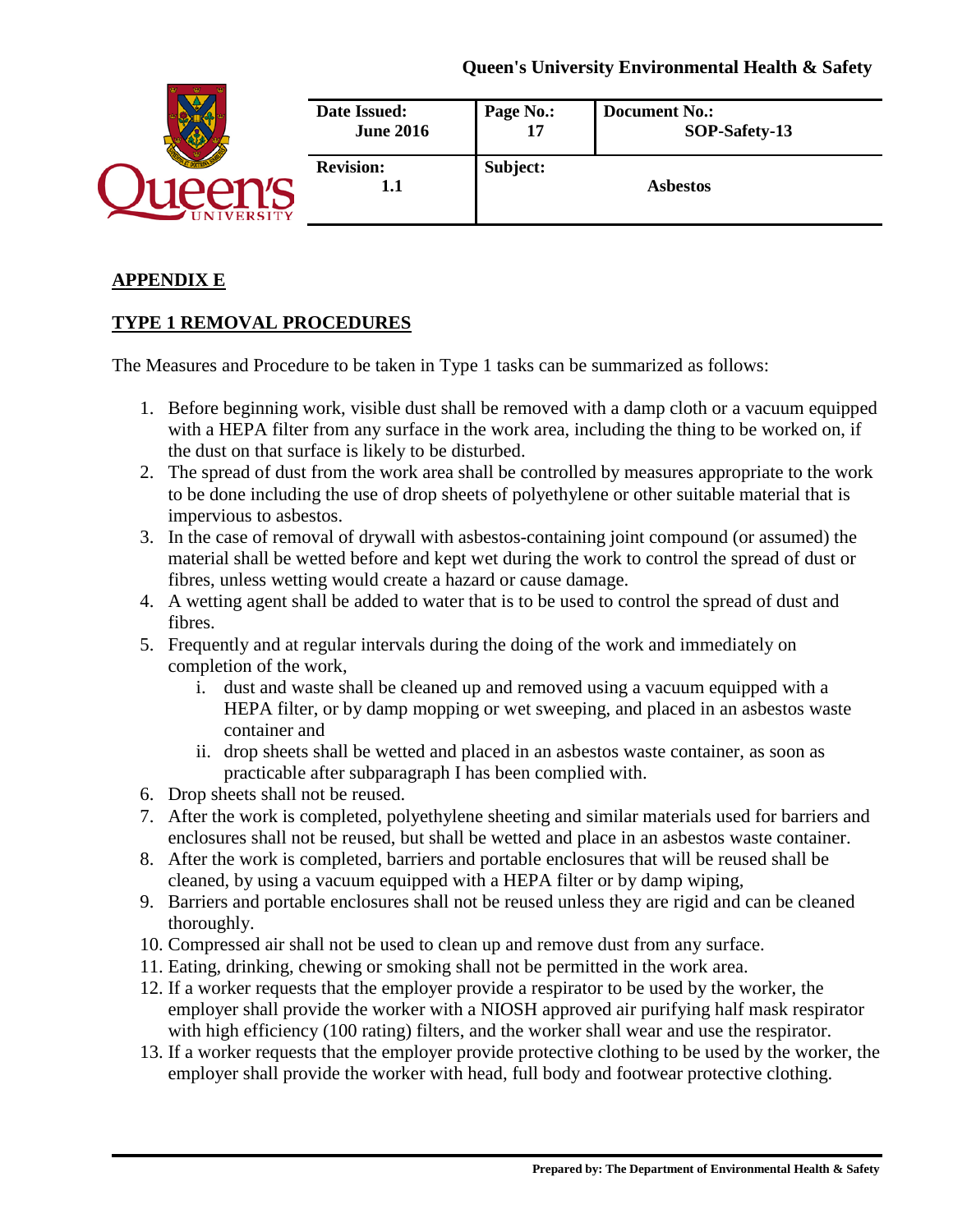## APPENDIX E

## TYPE 1 REMOVAL PROCEDURES

The Measures and Procedure to be taken in Type 1 tasks can be summarized as follows:

1. Before beginning work, visible dust shall be removed with a damp cloth or a vacuum equipped with a HEPA filter from any surface in the work area, including the thing to be worked on, if the dust on that surface is likely to be disturbed.
2. The spread of dust from the work area shall be controlled by measures appropriate to the work to be done including the use of drop sheets of polyethylene or other suitable material that is impervious to asbestos.
3. In the case of removal of drywall with asbestos-containing joint compound (or assumed) the material shall be wetted before and kept wet during the work to control the spread of dust or fibres, unless wetting would create a hazard or cause damage.
4. A wetting agent shall be added to water that is to be used to control the spread of dust and fibres.
5. Frequently and at regular intervals during the doing of the work and immediately on completion of the work,
    i. dust and waste shall be cleaned up and removed using a vacuum equipped with a HEPA filter, or by damp mopping or wet sweeping, and placed in an asbestos waste container and
    ii. drop sheets shall be wetted and placed in an asbestos waste container, as soon as practicable after subparagraph I has been complied with.
6. Drop sheets shall not be reused.
7. After the work is completed, polyethylene sheeting and similar materials used for barriers and enclosures shall not be reused, but shall be wetted and place in an asbestos waste container.
8. After the work is completed, barriers and portable enclosures that will be reused shall be cleaned, by using a vacuum equipped with a HEPA filter or by damp wiping,
9. Barriers and portable enclosures shall not be reused unless they are rigid and can be cleaned thoroughly.
10. Compressed air shall not be used to clean up and remove dust from any surface.
11. Eating, drinking, chewing or smoking shall not be permitted in the work area.
12. If a worker requests that the employer provide a respirator to be used by the worker, the employer shall provide the worker with a NIOSH approved air purifying half mask respirator with high efficiency (100 rating) filters, and the worker shall wear and use the respirator.
13. If a worker requests that the employer provide protective clothing to be used by the worker, the employer shall provide the worker with head, full body and footwear protective clothing.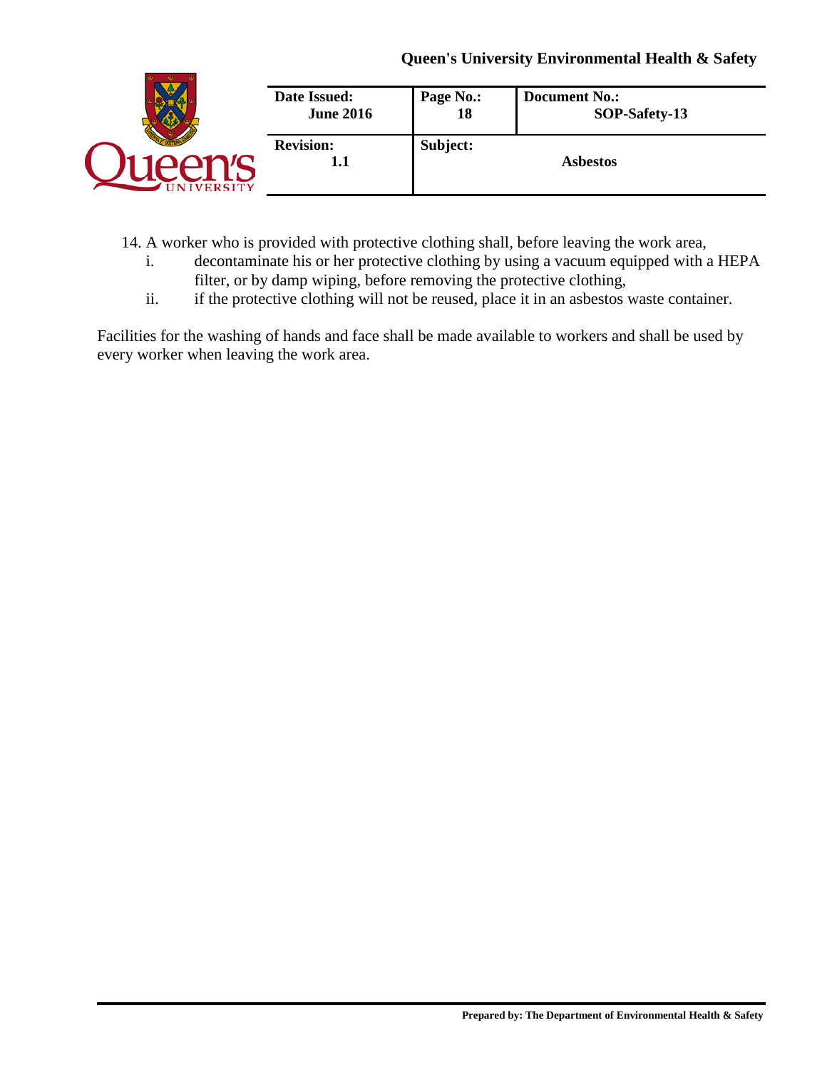14. A worker who is provided with protective clothing shall, before leaving the work area,
    i. decontaminate his or her protective clothing by using a vacuum equipped with a HEPA filter, or by damp wiping, before removing the protective clothing,
    ii. if the protective clothing will not be reused, place it in an asbestos waste container.

Facilities for the washing of hands and face shall be made available to workers and shall be used by every worker when leaving the work area.